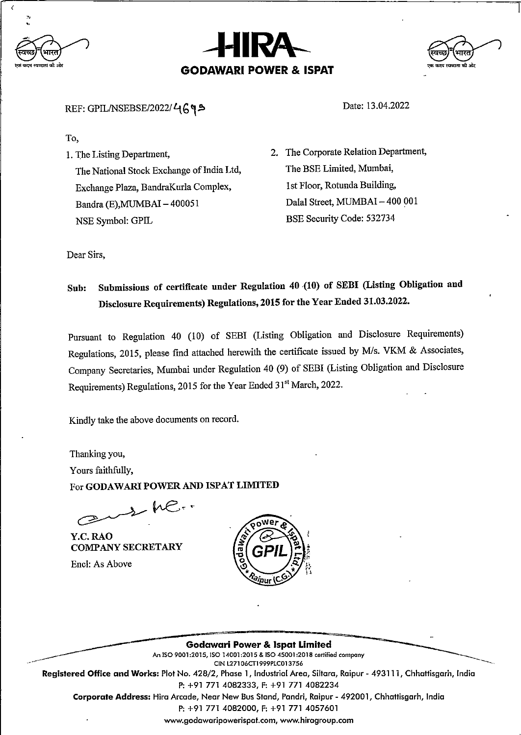# HIRA

## GODAWARI POWER & ISPAT

REF: GPIL/NSEBSE/2022/4693

Date: 13.04.2022

To,

1. The Listing Department,
   The National Stock Exchange of India Ltd,
   Exchange Plaza, BandraKurla Complex,
   Bandra (E),MUMBAI – 400051
   NSE Symbol: GPIL

2. The Corporate Relation Department,
   The BSE Limited, Mumbai,
   1st Floor, Rotunda Building,
   Dalal Street, MUMBAI – 400 001
   BSE Security Code: 532734

Dear Sirs,

**Sub: Submissions of certificate under Regulation 40 (10) of SEBI (Listing Obligation and Disclosure Requirements) Regulations, 2015 for the Year Ended 31.03.2022.**

Pursuant to Regulation 40 (10) of SEBI (Listing Obligation and Disclosure Requirements) Regulations, 2015, please find attached herewith the certificate issued by M/s. VKM & Associates, Company Secretaries, Mumbai under Regulation 40 (9) of SEBI (Listing Obligation and Disclosure Requirements) Regulations, 2015 for the Year Ended 31st March, 2022.

Kindly take the above documents on record.

Thanking you,

Yours faithfully,

For **GODAWARI POWER AND ISPAT LIMITED**

**Y.C. RAO**
**COMPANY SECRETARY**

Encl: As Above

**Godawari Power & Ispat Limited**
An ISO 9001:2015, ISO 14001:2015 & ISO 45001:2018 certified company
CIN L27106CT1999PLC013756
**Registered Office and Works:** Plot No. 428/2, Phase 1, Industrial Area, Siltara, Raipur - 493111, Chhattisgarh, India
P: +91 771 4082333, F: +91 771 4082234
**Corporate Address:** Hira Arcade, Near New Bus Stand, Pandri, Raipur - 492001, Chhattisgarh, India
P: +91 771 4082000, F: +91 771 4057601
www.godawaripowerispat.com, www.hiragroup.com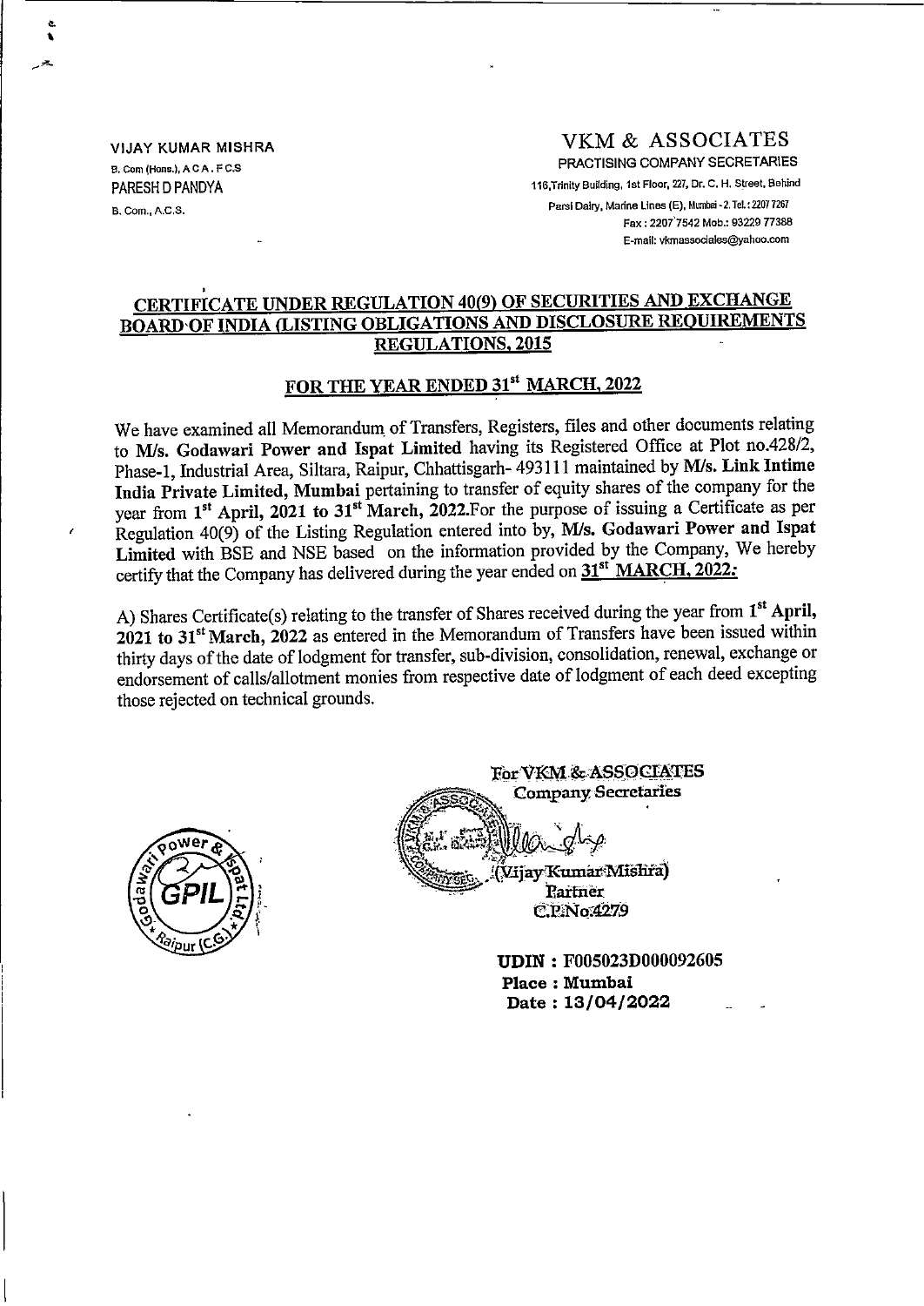VIJAY KUMAR MISHRA
B. Com (Hons.), A C A , F C.S
PARESH D PANDYA
B. Com., A.C.S.

VKM & ASSOCIATES
PRACTISING COMPANY SECRETARIES
116,Trinity Building, 1st Floor, 227, Dr. C. H. Street, Behind
Parsi Dairy, Marine Lines (E), Mumbai - 2. Tel.: 2207 7267
Fax : 2207 7542 Mob.: 93229 77388
E-mail: vkmassociates@yahoo.com

## CERTIFICATE UNDER REGULATION 40(9) OF SECURITIES AND EXCHANGE BOARD OF INDIA (LISTING OBLIGATIONS AND DISCLOSURE REQUIREMENTS REGULATIONS, 2015

## FOR THE YEAR ENDED 31st MARCH, 2022

We have examined all Memorandum of Transfers, Registers, files and other documents relating to **M/s. Godawari Power and Ispat Limited** having its Registered Office at Plot no.428/2, Phase-1, Industrial Area, Siltara, Raipur, Chhattisgarh- 493111 maintained by **M/s. Link Intime India Private Limited, Mumbai** pertaining to transfer of equity shares of the company for the year from **1st April, 2021 to 31st March, 2022.**For the purpose of issuing a Certificate as per Regulation 40(9) of the Listing Regulation entered into by, **M/s. Godawari Power and Ispat Limited** with BSE and NSE based on the information provided by the Company, We hereby certify that the Company has delivered during the year ended on **31st MARCH, 2022:**

A) Shares Certificate(s) relating to the transfer of Shares received during the year from **1st April, 2021 to 31st March, 2022** as entered in the Memorandum of Transfers have been issued within thirty days of the date of lodgment for transfer, sub-division, consolidation, renewal, exchange or endorsement of calls/allotment monies from respective date of lodgment of each deed excepting those rejected on technical grounds.

For VKM & ASSOCIATES
Company Secretaries

(Vijay Kumar Mishra)
Partner
C.P.No.4279

**UDIN : F005023D000092605**
**Place : Mumbai**
**Date : 13/04/2022**